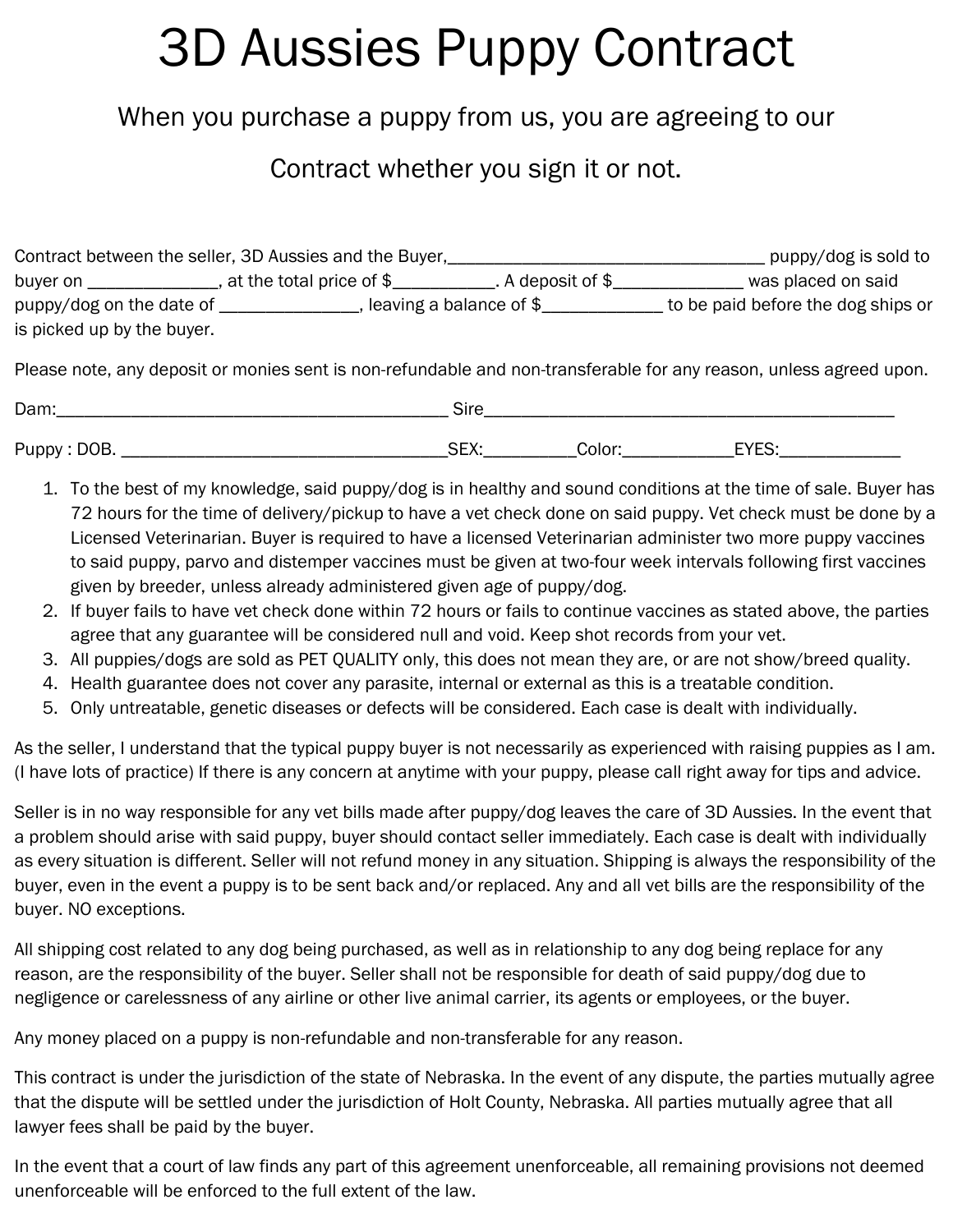# 3D Aussies Puppy Contract

## When you purchase a puppy from us, you are agreeing to our Contract whether you sign it or not.

Contract between the seller, 3D Aussies and the Buyer,___________________________________ puppy/dog is sold to buyer on ______________, at the total price of $___________. A deposit of $______________ was placed on said puppy/dog on the date of _______________, leaving a balance of $_____________ to be paid before the dog ships or is picked up by the buyer.

Please note, any deposit or monies sent is non-refundable and non-transferable for any reason, unless agreed upon.

Dam:__________________________________________ Sire______________________________________________

Puppy : DOB. ____________________________________SEX:__________Color:____________EYES:_____________

1. To the best of my knowledge, said puppy/dog is in healthy and sound conditions at the time of sale. Buyer has 72 hours for the time of delivery/pickup to have a vet check done on said puppy. Vet check must be done by a Licensed Veterinarian. Buyer is required to have a licensed Veterinarian administer two more puppy vaccines to said puppy, parvo and distemper vaccines must be given at two-four week intervals following first vaccines given by breeder, unless already administered given age of puppy/dog.
2. If buyer fails to have vet check done within 72 hours or fails to continue vaccines as stated above, the parties agree that any guarantee will be considered null and void. Keep shot records from your vet.
3. All puppies/dogs are sold as PET QUALITY only, this does not mean they are, or are not show/breed quality.
4. Health guarantee does not cover any parasite, internal or external as this is a treatable condition.
5. Only untreatable, genetic diseases or defects will be considered. Each case is dealt with individually.

As the seller, I understand that the typical puppy buyer is not necessarily as experienced with raising puppies as I am. (I have lots of practice) If there is any concern at anytime with your puppy, please call right away for tips and advice.

Seller is in no way responsible for any vet bills made after puppy/dog leaves the care of 3D Aussies. In the event that a problem should arise with said puppy, buyer should contact seller immediately. Each case is dealt with individually as every situation is different. Seller will not refund money in any situation. Shipping is always the responsibility of the buyer, even in the event a puppy is to be sent back and/or replaced. Any and all vet bills are the responsibility of the buyer. NO exceptions.

All shipping cost related to any dog being purchased, as well as in relationship to any dog being replace for any reason, are the responsibility of the buyer. Seller shall not be responsible for death of said puppy/dog due to negligence or carelessness of any airline or other live animal carrier, its agents or employees, or the buyer.

Any money placed on a puppy is non-refundable and non-transferable for any reason.

This contract is under the jurisdiction of the state of Nebraska. In the event of any dispute, the parties mutually agree that the dispute will be settled under the jurisdiction of Holt County, Nebraska. All parties mutually agree that all lawyer fees shall be paid by the buyer.

In the event that a court of law finds any part of this agreement unenforceable, all remaining provisions not deemed unenforceable will be enforced to the full extent of the law.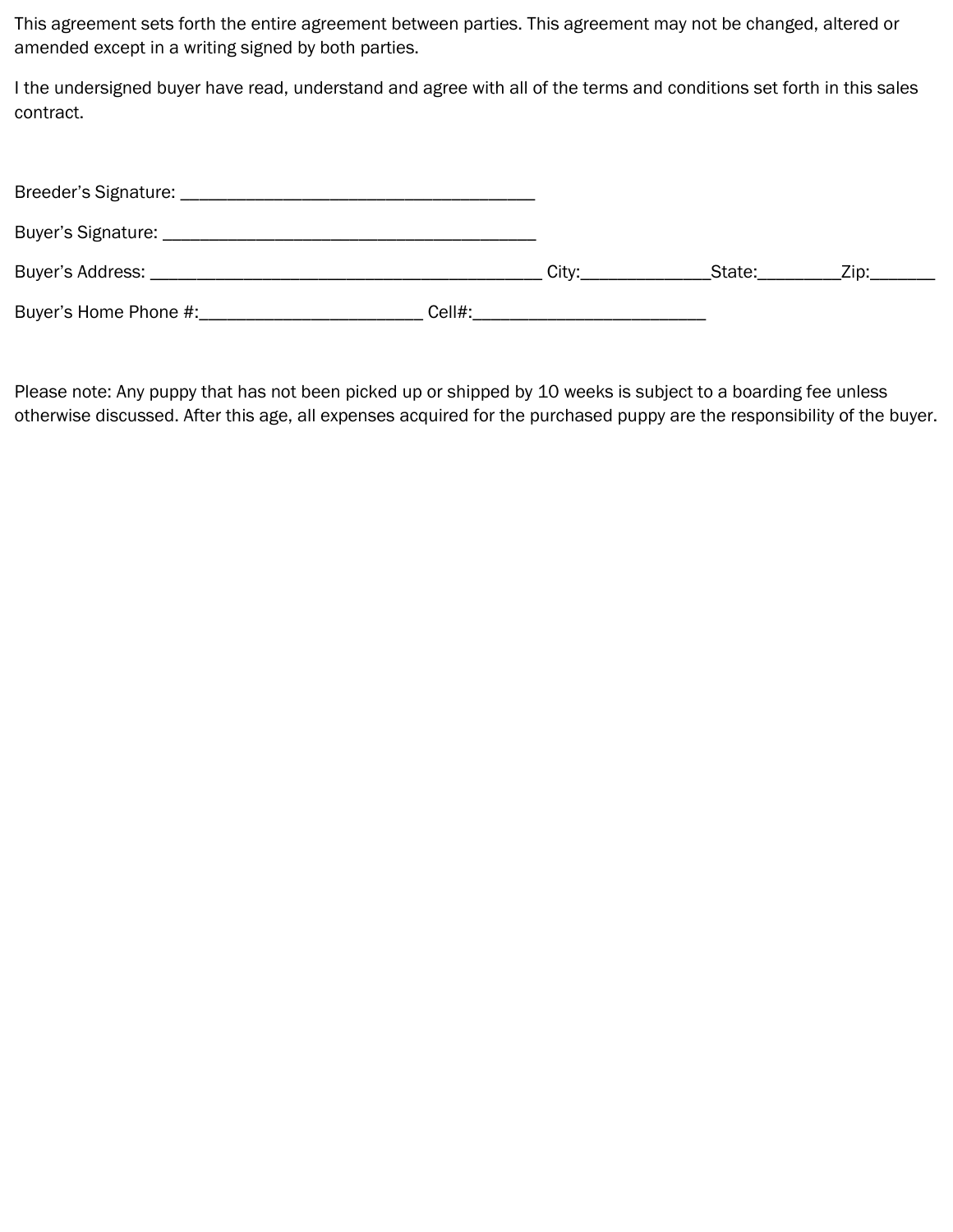This agreement sets forth the entire agreement between parties. This agreement may not be changed, altered or amended except in a writing signed by both parties.

I the undersigned buyer have read, understand and agree with all of the terms and conditions set forth in this sales contract.

Breeder's Signature: ________________________________________

Buyer's Signature: __________________________________________

Buyer's Address: ____________________________________________ City:______________State:_________Zip:_______

Buyer's Home Phone #:_________________________ Cell#:__________________________

Please note: Any puppy that has not been picked up or shipped by 10 weeks is subject to a boarding fee unless otherwise discussed. After this age, all expenses acquired for the purchased puppy are the responsibility of the buyer.